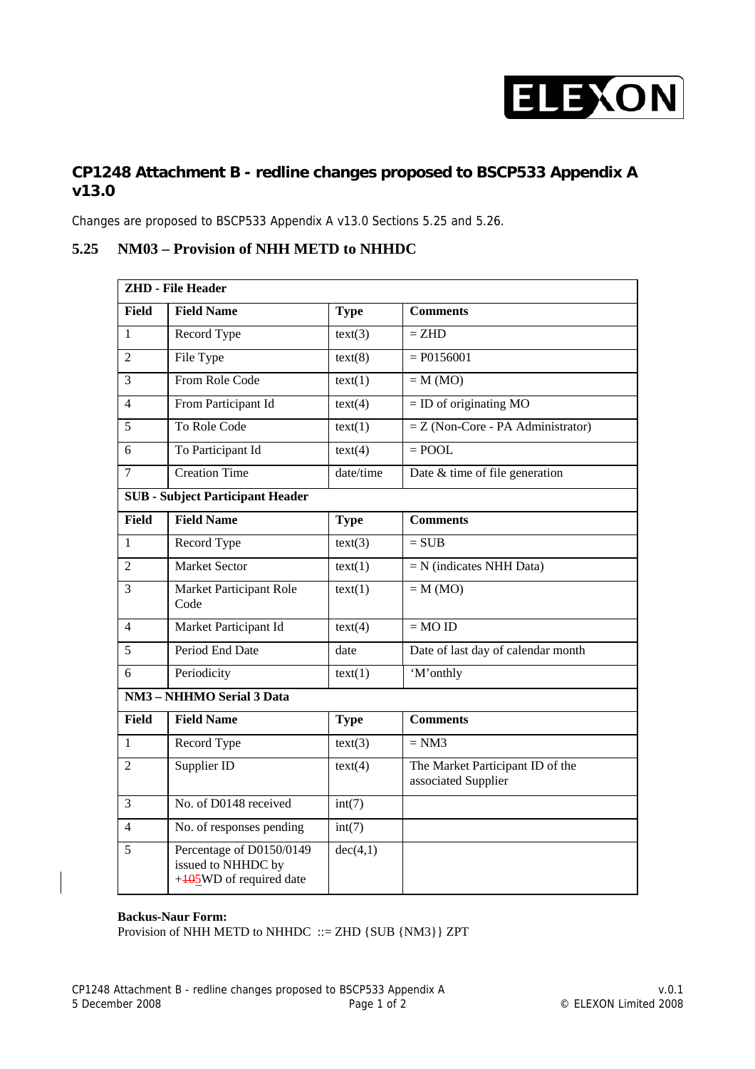## CP1248 Attachment B - redline changes proposed to BSCP533 Appendix A v13.0

Changes are proposed to BSCP533 Appendix A v13.0 Sections 5.25 and 5.26.

### 5.25 NM03 – Provision of NHH METD to NHHDC

| **ZHD - File Header** | | | |
|---|---|---|---|
| **Field** | **Field Name** | **Type** | **Comments** |
| 1 | Record Type | text(3) | = ZHD |
| 2 | File Type | text(8) | = P0156001 |
| 3 | From Role Code | text(1) | = M (MO) |
| 4 | From Participant Id | text(4) | = ID of originating MO |
| 5 | To Role Code | text(1) | = Z (Non-Core - PA Administrator) |
| 6 | To Participant Id | text(4) | = POOL |
| 7 | Creation Time | date/time | Date & time of file generation |
| **SUB - Subject Participant Header** | | | |
| **Field** | **Field Name** | **Type** | **Comments** |
| 1 | Record Type | text(3) | = SUB |
| 2 | Market Sector | text(1) | = N (indicates NHH Data) |
| 3 | Market Participant Role Code | text(1) | = M (MO) |
| 4 | Market Participant Id | text(4) | = MO ID |
| 5 | Period End Date | date | Date of last day of calendar month |
| 6 | Periodicity | text(1) | 'M'onthly |
| **NM3 – NHHMO Serial 3 Data** | | | |
| **Field** | **Field Name** | **Type** | **Comments** |
| 1 | Record Type | text(3) | = NM3 |
| 2 | Supplier ID | text(4) | The Market Participant ID of the associated Supplier |
| 3 | No. of D0148 received | int(7) | |
| 4 | No. of responses pending | int(7) | |
| 5 | Percentage of D0150/0149 issued to NHHDC by +~~10~~5WD of required date | dec(4,1) | |

**Backus-Naur Form:**
Provision of NHH METD to NHHDC ::= ZHD {SUB {NM3}} ZPT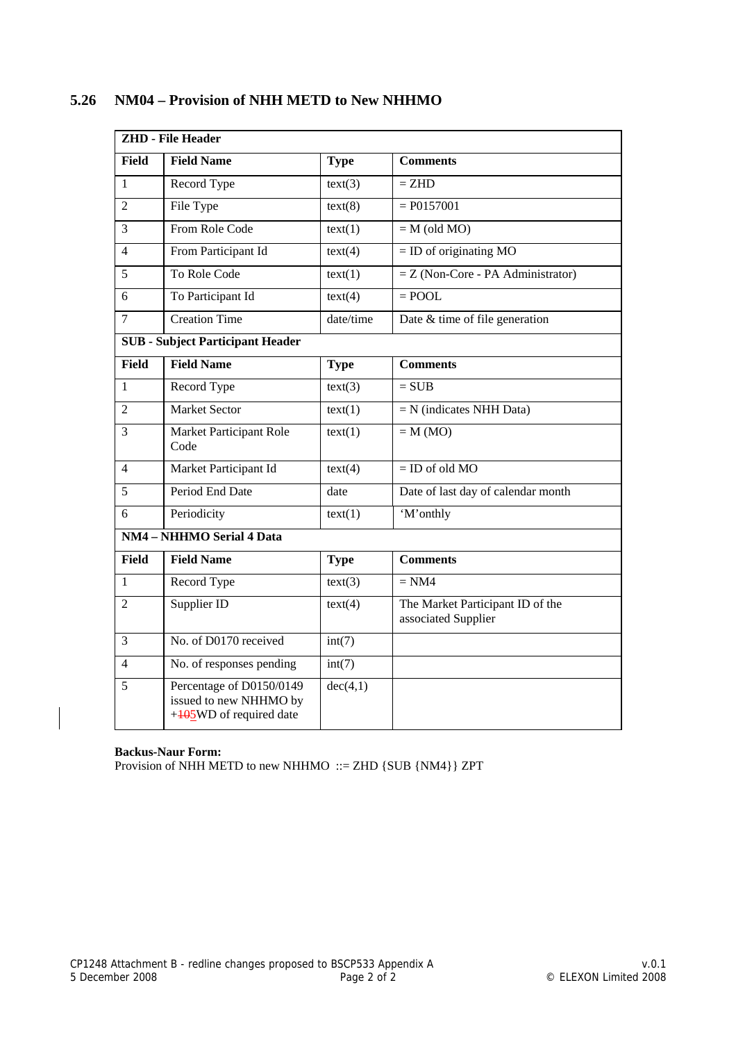## 5.26 NM04 – Provision of NHH METD to New NHHMO

| Field | Field Name | Type | Comments |
|---|---|---|---|
| **ZHD - File Header** | | | |
| **Field** | **Field Name** | **Type** | **Comments** |
| 1 | Record Type | text(3) | = ZHD |
| 2 | File Type | text(8) | = P0157001 |
| 3 | From Role Code | text(1) | = M (old MO) |
| 4 | From Participant Id | text(4) | = ID of originating MO |
| 5 | To Role Code | text(1) | = Z (Non-Core - PA Administrator) |
| 6 | To Participant Id | text(4) | = POOL |
| 7 | Creation Time | date/time | Date & time of file generation |
| **SUB - Subject Participant Header** | | | |
| **Field** | **Field Name** | **Type** | **Comments** |
| 1 | Record Type | text(3) | = SUB |
| 2 | Market Sector | text(1) | = N (indicates NHH Data) |
| 3 | Market Participant Role Code | text(1) | = M (MO) |
| 4 | Market Participant Id | text(4) | = ID of old MO |
| 5 | Period End Date | date | Date of last day of calendar month |
| 6 | Periodicity | text(1) | 'M'onthly |
| **NM4 – NHHMO Serial 4 Data** | | | |
| **Field** | **Field Name** | **Type** | **Comments** |
| 1 | Record Type | text(3) | = NM4 |
| 2 | Supplier ID | text(4) | The Market Participant ID of the associated Supplier |
| 3 | No. of D0170 received | int(7) | |
| 4 | No. of responses pending | int(7) | |
| 5 | Percentage of D0150/0149 issued to new NHHMO by +~~10~~5WD of required date | dec(4,1) | |

**Backus-Naur Form:**
Provision of NHH METD to new NHHMO ::= ZHD {SUB {NM4}} ZPT